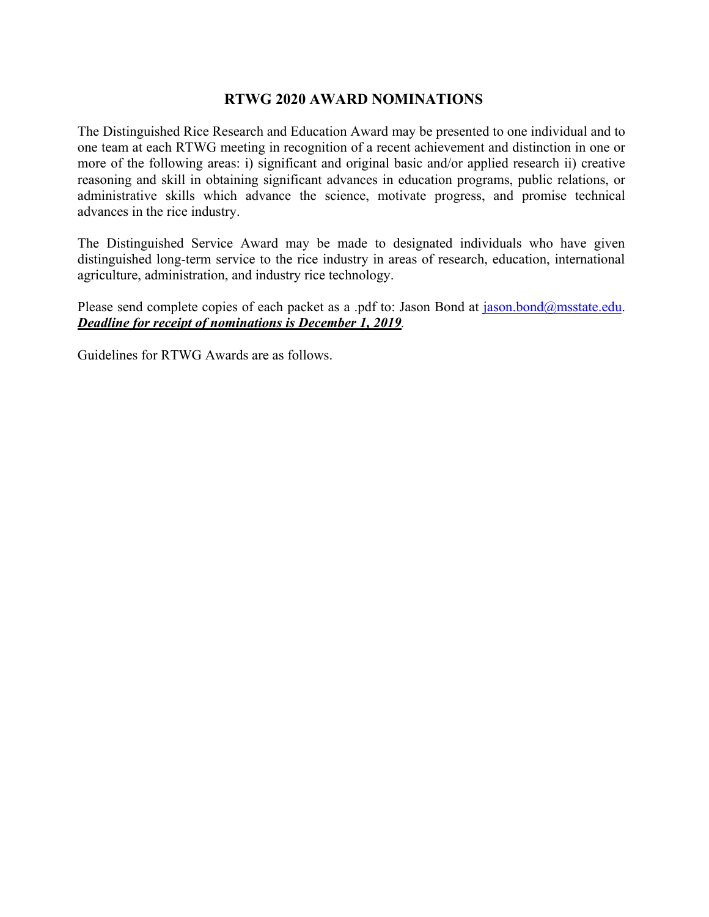# RTWG 2020 AWARD NOMINATIONS

The Distinguished Rice Research and Education Award may be presented to one individual and to one team at each RTWG meeting in recognition of a recent achievement and distinction in one or more of the following areas: i) significant and original basic and/or applied research ii) creative reasoning and skill in obtaining significant advances in education programs, public relations, or administrative skills which advance the science, motivate progress, and promise technical advances in the rice industry.

The Distinguished Service Award may be made to designated individuals who have given distinguished long-term service to the rice industry in areas of research, education, international agriculture, administration, and industry rice technology.

Please send complete copies of each packet as a .pdf to: Jason Bond at jason.bond@msstate.edu. ***Deadline for receipt of nominations is December 1, 2019***.

Guidelines for RTWG Awards are as follows.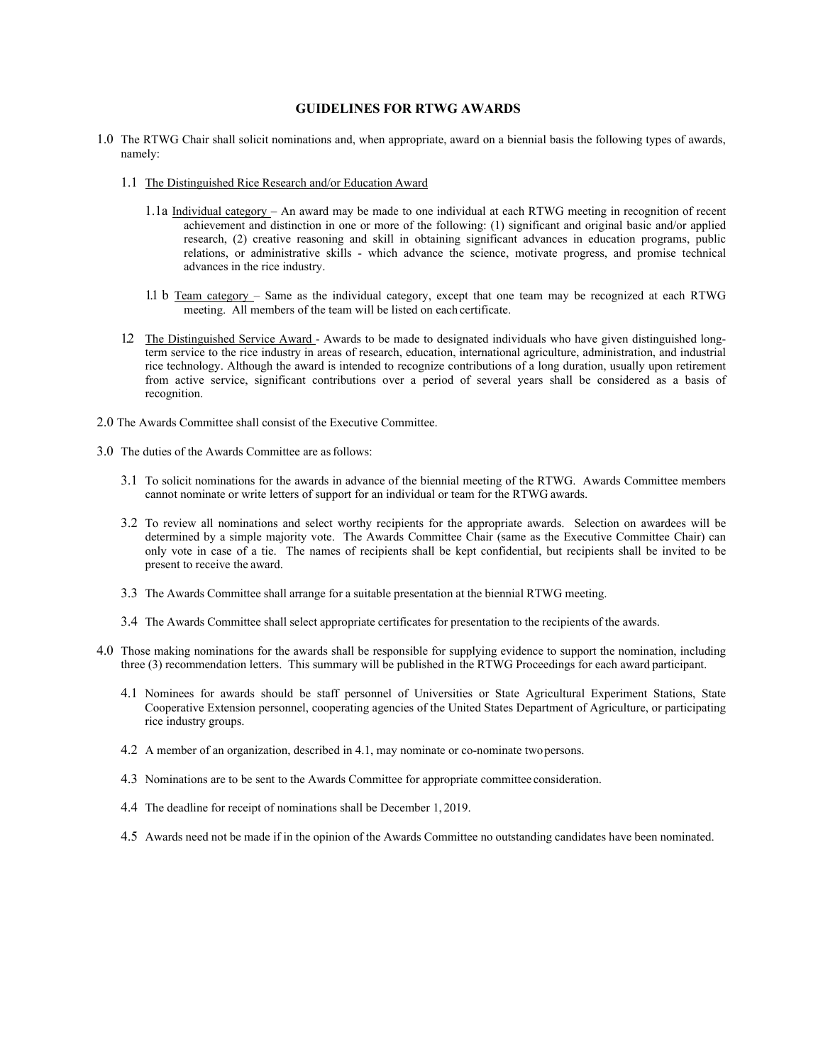## GUIDELINES FOR RTWG AWARDS

1.0 The RTWG Chair shall solicit nominations and, when appropriate, award on a biennial basis the following types of awards, namely:

1.1 <u>The Distinguished Rice Research and/or Education Award</u>

1.1a <u>Individual category</u> – An award may be made to one individual at each RTWG meeting in recognition of recent achievement and distinction in one or more of the following: (1) significant and original basic and/or applied research, (2) creative reasoning and skill in obtaining significant advances in education programs, public relations, or administrative skills - which advance the science, motivate progress, and promise technical advances in the rice industry.

1.1 b <u>Team category</u> – Same as the individual category, except that one team may be recognized at each RTWG meeting. All members of the team will be listed on each certificate.

1.2 <u>The Distinguished Service Award</u> - Awards to be made to designated individuals who have given distinguished long-term service to the rice industry in areas of research, education, international agriculture, administration, and industrial rice technology. Although the award is intended to recognize contributions of a long duration, usually upon retirement from active service, significant contributions over a period of several years shall be considered as a basis of recognition.

2.0 The Awards Committee shall consist of the Executive Committee.

3.0 The duties of the Awards Committee are as follows:

3.1 To solicit nominations for the awards in advance of the biennial meeting of the RTWG. Awards Committee members cannot nominate or write letters of support for an individual or team for the RTWG awards.

3.2 To review all nominations and select worthy recipients for the appropriate awards. Selection on awardees will be determined by a simple majority vote. The Awards Committee Chair (same as the Executive Committee Chair) can only vote in case of a tie. The names of recipients shall be kept confidential, but recipients shall be invited to be present to receive the award.

3.3 The Awards Committee shall arrange for a suitable presentation at the biennial RTWG meeting.

3.4 The Awards Committee shall select appropriate certificates for presentation to the recipients of the awards.

4.0 Those making nominations for the awards shall be responsible for supplying evidence to support the nomination, including three (3) recommendation letters. This summary will be published in the RTWG Proceedings for each award participant.

4.1 Nominees for awards should be staff personnel of Universities or State Agricultural Experiment Stations, State Cooperative Extension personnel, cooperating agencies of the United States Department of Agriculture, or participating rice industry groups.

4.2 A member of an organization, described in 4.1, may nominate or co-nominate two persons.

4.3 Nominations are to be sent to the Awards Committee for appropriate committee consideration.

4.4 The deadline for receipt of nominations shall be December 1, 2019.

4.5 Awards need not be made if in the opinion of the Awards Committee no outstanding candidates have been nominated.